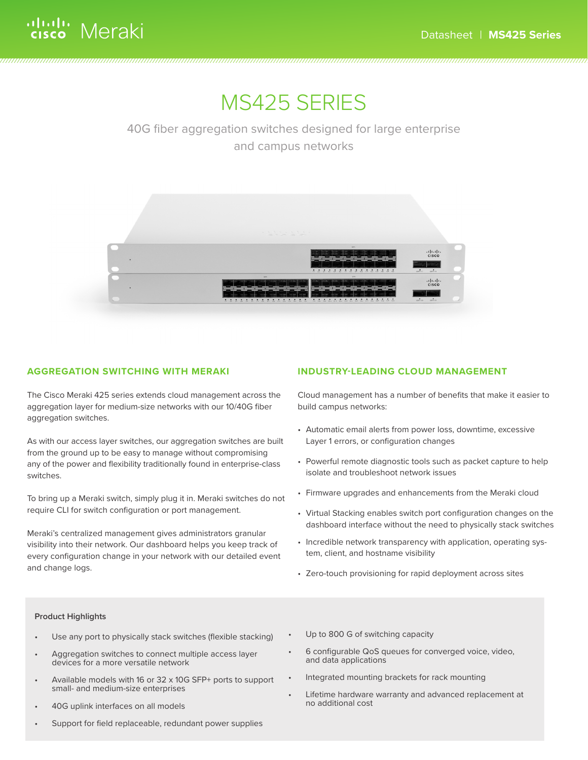# MS425 SERIES

40G fiber aggregation switches designed for large enterprise and campus networks

## AGGREGATION SWITCHING WITH MERAKI

The Cisco Meraki 425 series extends cloud management across the aggregation layer for medium-size networks with our 10/40G fiber aggregation switches.

As with our access layer switches, our aggregation switches are built from the ground up to be easy to manage without compromising any of the power and flexibility traditionally found in enterprise-class switches.

To bring up a Meraki switch, simply plug it in. Meraki switches do not require CLI for switch configuration or port management.

Meraki's centralized management gives administrators granular visibility into their network. Our dashboard helps you keep track of every configuration change in your network with our detailed event and change logs.

## INDUSTRY-LEADING CLOUD MANAGEMENT

Cloud management has a number of benefits that make it easier to build campus networks:

- Automatic email alerts from power loss, downtime, excessive Layer 1 errors, or configuration changes
- Powerful remote diagnostic tools such as packet capture to help isolate and troubleshoot network issues
- Firmware upgrades and enhancements from the Meraki cloud
- Virtual Stacking enables switch port configuration changes on the dashboard interface without the need to physically stack switches
- Incredible network transparency with application, operating system, client, and hostname visibility
- Zero-touch provisioning for rapid deployment across sites

### Product Highlights

- Use any port to physically stack switches (flexible stacking)
- Aggregation switches to connect multiple access layer devices for a more versatile network
- Available models with 16 or 32 x 10G SFP+ ports to support small- and medium-size enterprises
- 40G uplink interfaces on all models
- Support for field replaceable, redundant power supplies
- Up to 800 G of switching capacity
- 6 configurable QoS queues for converged voice, video, and data applications
- Integrated mounting brackets for rack mounting
- Lifetime hardware warranty and advanced replacement at no additional cost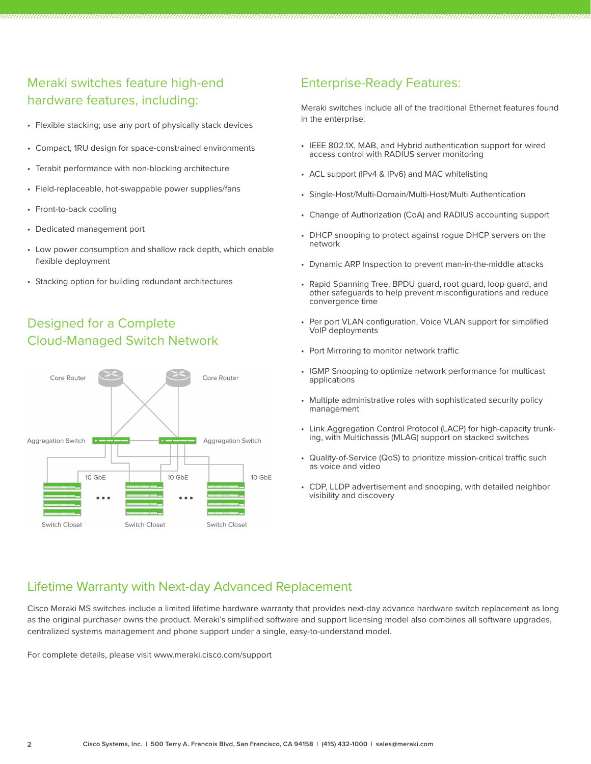## Meraki switches feature high-end hardware features, including:

- Flexible stacking; use any port of physically stack devices
- Compact, 1RU design for space-constrained environments
- Terabit performance with non-blocking architecture
- Field-replaceable, hot-swappable power supplies/fans
- Front-to-back cooling
- Dedicated management port
- Low power consumption and shallow rack depth, which enable flexible deployment
- Stacking option for building redundant architectures

## Designed for a Complete Cloud-Managed Switch Network

Core Router | Core Router

Aggregation Switch | Aggregation Switch

10 GbE | 10 GbE | 10 GbE

Switch Closet | Switch Closet | Switch Closet

## Enterprise-Ready Features:

Meraki switches include all of the traditional Ethernet features found in the enterprise:

- IEEE 802.1X, MAB, and Hybrid authentication support for wired access control with RADIUS server monitoring
- ACL support (IPv4 & IPv6) and MAC whitelisting
- Single-Host/Multi-Domain/Multi-Host/Multi Authentication
- Change of Authorization (CoA) and RADIUS accounting support
- DHCP snooping to protect against rogue DHCP servers on the network
- Dynamic ARP Inspection to prevent man-in-the-middle attacks
- Rapid Spanning Tree, BPDU guard, root guard, loop guard, and other safeguards to help prevent misconfigurations and reduce convergence time
- Per port VLAN configuration, Voice VLAN support for simplified VoIP deployments
- Port Mirroring to monitor network traffic
- IGMP Snooping to optimize network performance for multicast applications
- Multiple administrative roles with sophisticated security policy management
- Link Aggregation Control Protocol (LACP) for high-capacity trunking, with Multichassis (MLAG) support on stacked switches
- Quality-of-Service (QoS) to prioritize mission-critical traffic such as voice and video
- CDP, LLDP advertisement and snooping, with detailed neighbor visibility and discovery

## Lifetime Warranty with Next-day Advanced Replacement

Cisco Meraki MS switches include a limited lifetime hardware warranty that provides next-day advance hardware switch replacement as long as the original purchaser owns the product. Meraki's simplified software and support licensing model also combines all software upgrades, centralized systems management and phone support under a single, easy-to-understand model.

For complete details, please visit www.meraki.cisco.com/support

Cisco Systems, Inc. | 500 Terry A. Francois Blvd, San Francisco, CA 94158 | (415) 432-1000 | sales@meraki.com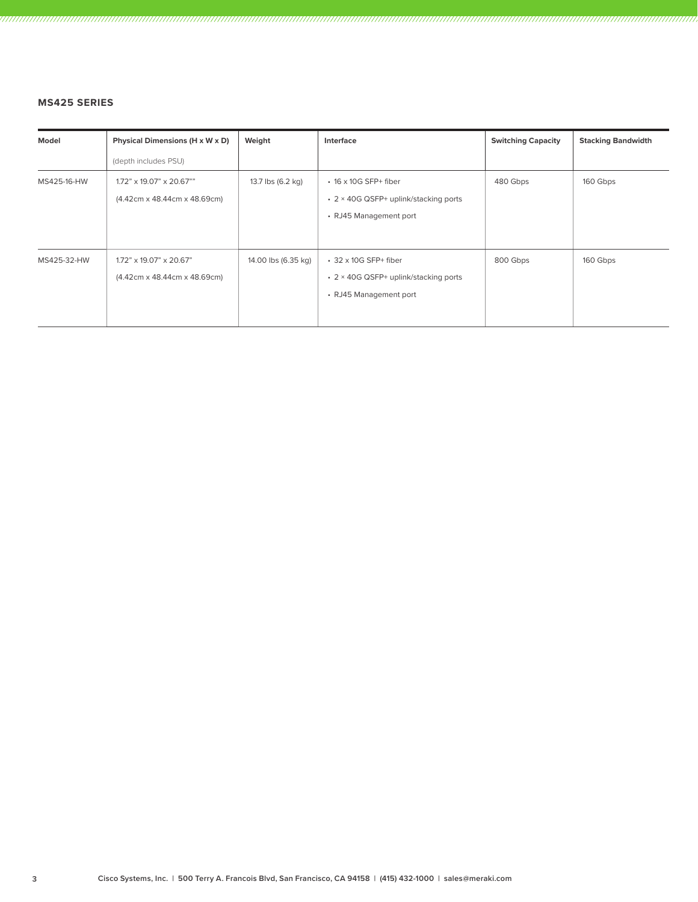**MS425 SERIES**

| Model | Physical Dimensions (H x W x D) (depth includes PSU) | Weight | Interface | Switching Capacity | Stacking Bandwidth |
|---|---|---|---|---|---|
| MS425-16-HW | 1.72" x 19.07" x 20.67"" (4.42cm x 48.44cm x 48.69cm) | 13.7 lbs (6.2 kg) | • 16 x 10G SFP+ fiber<br>• 2 × 40G QSFP+ uplink/stacking ports<br>• RJ45 Management port | 480 Gbps | 160 Gbps |
| MS425-32-HW | 1.72" x 19.07" x 20.67" (4.42cm x 48.44cm x 48.69cm) | 14.00 lbs (6.35 kg) | • 32 x 10G SFP+ fiber<br>• 2 × 40G QSFP+ uplink/stacking ports<br>• RJ45 Management port | 800 Gbps | 160 Gbps |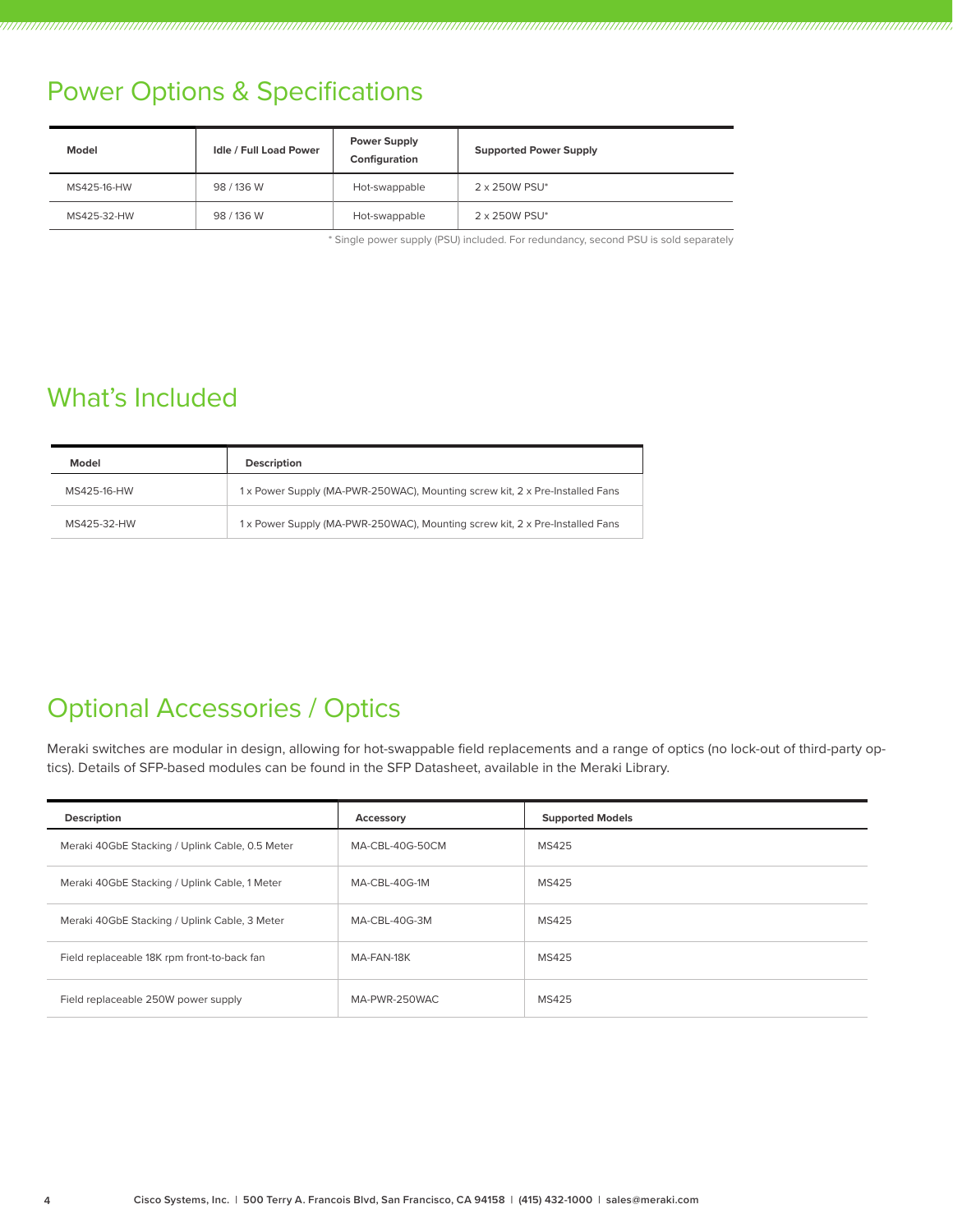## Power Options & Specifications

| Model | Idle / Full Load Power | Power Supply Configuration | Supported Power Supply |
|---|---|---|---|
| MS425-16-HW | 98 / 136 W | Hot-swappable | 2 x 250W PSU* |
| MS425-32-HW | 98 / 136 W | Hot-swappable | 2 x 250W PSU* |

* Single power supply (PSU) included. For redundancy, second PSU is sold separately

## What's Included

| Model | Description |
|---|---|
| MS425-16-HW | 1 x Power Supply (MA-PWR-250WAC), Mounting screw kit, 2 x Pre-Installed Fans |
| MS425-32-HW | 1 x Power Supply (MA-PWR-250WAC), Mounting screw kit, 2 x Pre-Installed Fans |

## Optional Accessories / Optics

Meraki switches are modular in design, allowing for hot-swappable field replacements and a range of optics (no lock-out of third-party optics). Details of SFP-based modules can be found in the SFP Datasheet, available in the Meraki Library.

| Description | Accessory | Supported Models |
|---|---|---|
| Meraki 40GbE Stacking / Uplink Cable, 0.5 Meter | MA-CBL-40G-50CM | MS425 |
| Meraki 40GbE Stacking / Uplink Cable, 1 Meter | MA-CBL-40G-1M | MS425 |
| Meraki 40GbE Stacking / Uplink Cable, 3 Meter | MA-CBL-40G-3M | MS425 |
| Field replaceable 18K rpm front-to-back fan | MA-FAN-18K | MS425 |
| Field replaceable 250W power supply | MA-PWR-250WAC | MS425 |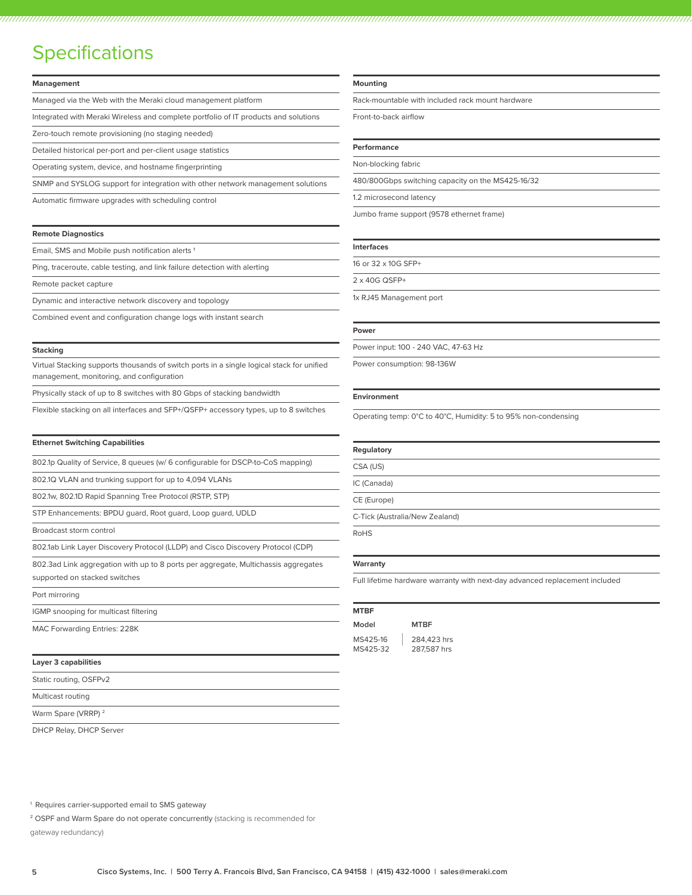# Specifications

### Management

- Managed via the Web with the Meraki cloud management platform
- Integrated with Meraki Wireless and complete portfolio of IT products and solutions
- Zero-touch remote provisioning (no staging needed)
- Detailed historical per-port and per-client usage statistics
- Operating system, device, and hostname fingerprinting
- SNMP and SYSLOG support for integration with other network management solutions
- Automatic firmware upgrades with scheduling control

### Remote Diagnostics

- Email, SMS and Mobile push notification alerts [1]
- Ping, traceroute, cable testing, and link failure detection with alerting
- Remote packet capture
- Dynamic and interactive network discovery and topology
- Combined event and configuration change logs with instant search

### Stacking

- Virtual Stacking supports thousands of switch ports in a single logical stack for unified management, monitoring, and configuration
- Physically stack of up to 8 switches with 80 Gbps of stacking bandwidth
- Flexible stacking on all interfaces and SFP+/QSFP+ accessory types, up to 8 switches

### Ethernet Switching Capabilities

- 802.1p Quality of Service, 8 queues (w/ 6 configurable for DSCP-to-CoS mapping)
- 802.1Q VLAN and trunking support for up to 4,094 VLANs
- 802.1w, 802.1D Rapid Spanning Tree Protocol (RSTP, STP)
- STP Enhancements: BPDU guard, Root guard, Loop guard, UDLD
- Broadcast storm control
- 802.1ab Link Layer Discovery Protocol (LLDP) and Cisco Discovery Protocol (CDP)
- 802.3ad Link aggregation with up to 8 ports per aggregate, Multichassis aggregates supported on stacked switches
- Port mirroring
- IGMP snooping for multicast filtering
- MAC Forwarding Entries: 228K

### Layer 3 capabilities

- Static routing, OSFPv2
- Multicast routing
- Warm Spare (VRRP) [2]
- DHCP Relay, DHCP Server

### Mounting

- Rack-mountable with included rack mount hardware
- Front-to-back airflow

### Performance

- Non-blocking fabric
- 480/800Gbps switching capacity on the MS425-16/32
- 1.2 microsecond latency
- Jumbo frame support (9578 ethernet frame)

### Interfaces

- 16 or 32 x 10G SFP+
- 2 x 40G QSFP+
- 1x RJ45 Management port

### Power

- Power input: 100 - 240 VAC, 47-63 Hz
- Power consumption: 98-136W

### Environment

- Operating temp: 0°C to 40°C, Humidity: 5 to 95% non-condensing

### Regulatory

- CSA (US)
- IC (Canada)
- CE (Europe)
- C-Tick (Australia/New Zealand)
- RoHS

### Warranty

- Full lifetime hardware warranty with next-day advanced replacement included

### MTBF

| Model | MTBF |
|---|---|
| MS425-16 | 284,423 hrs |
| MS425-32 | 287,587 hrs |

[1] Requires carrier-supported email to SMS gateway

[2] OSPF and Warm Spare do not operate concurrently (stacking is recommended for gateway redundancy)